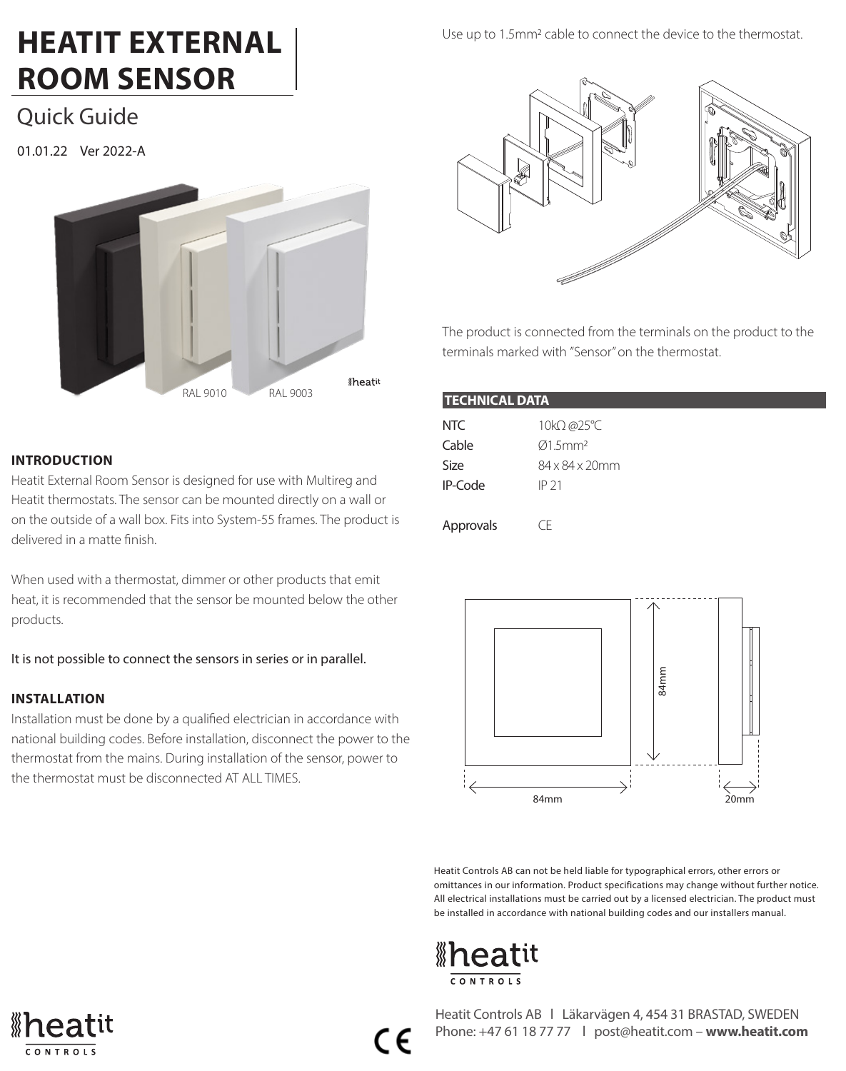# HEATIT EXTERNAL ROOM SENSOR

## Quick Guide

01.01.22 Ver 2022-A

RAL 9010 RAL 9003

### INTRODUCTION

Heatit External Room Sensor is designed for use with Multireg and Heatit thermostats. The sensor can be mounted directly on a wall or on the outside of a wall box. Fits into System-55 frames. The product is delivered in a matte finish.

When used with a thermostat, dimmer or other products that emit heat, it is recommended that the sensor be mounted below the other products.

It is not possible to connect the sensors in series or in parallel.

### INSTALLATION

Installation must be done by a qualified electrician in accordance with national building codes. Before installation, disconnect the power to the thermostat from the mains. During installation of the sensor, power to the thermostat must be disconnected AT ALL TIMES.

Use up to 1.5mm² cable to connect the device to the thermostat.

The product is connected from the terminals on the product to the terminals marked with "Sensor" on the thermostat.

### TECHNICAL DATA

| | |
|---|---|
| NTC | 10kΩ @25°C |
| Cable | Ø1.5mm² |
| Size | 84 x 84 x 20mm |
| IP-Code | IP 21 |
| Approvals | CE |

84mm 84mm 20mm

Heatit Controls AB can not be held liable for typographical errors, other errors or omittances in our information. Product specifications may change without further notice. All electrical installations must be carried out by a licensed electrician. The product must be installed in accordance with national building codes and our installers manual.

Heatit Controls AB | Läkarvägen 4, 454 31 BRASTAD, SWEDEN
Phone: +47 61 18 77 77 | post@heatit.com – **www.heatit.com**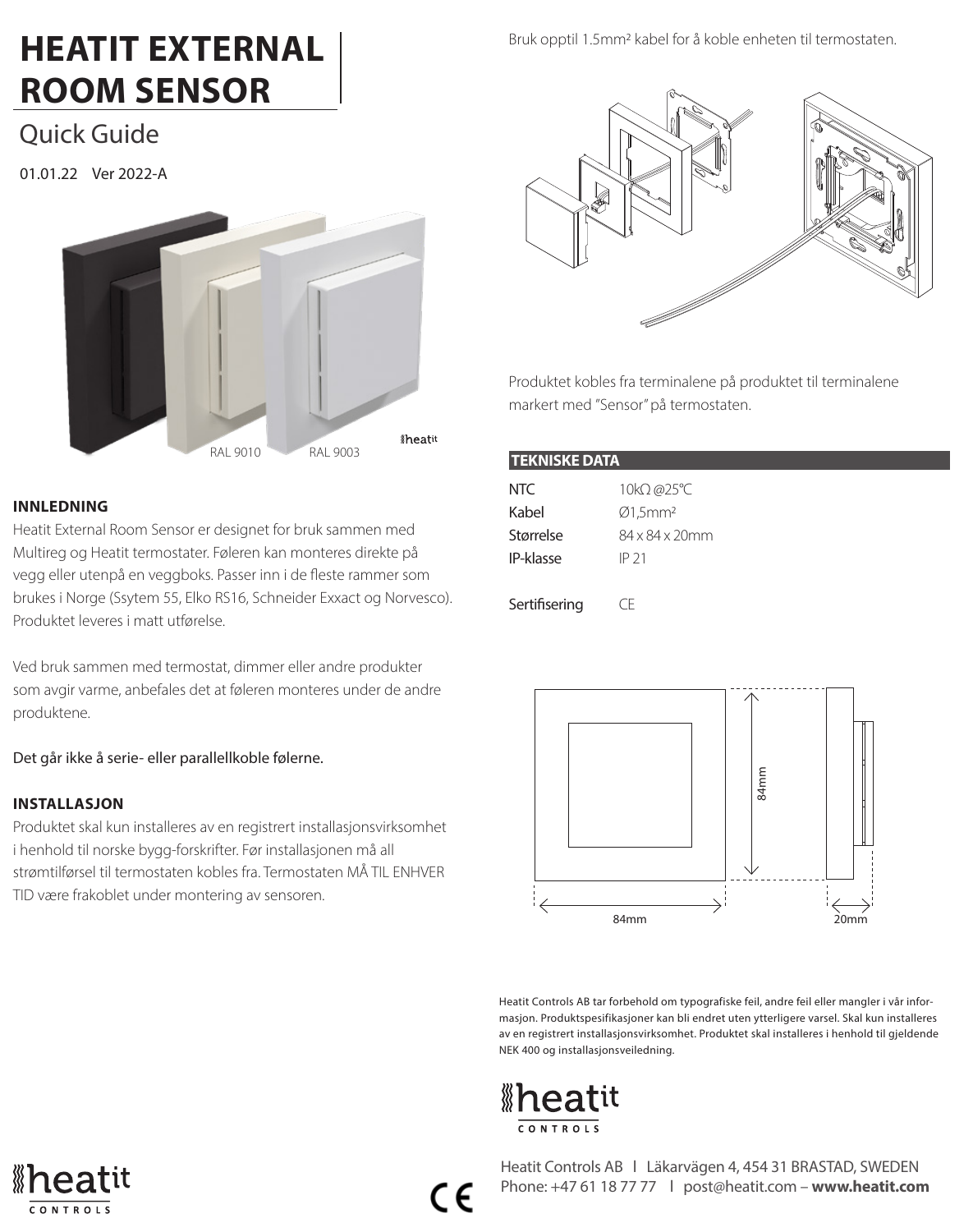# HEATIT EXTERNAL ROOM SENSOR

## Quick Guide

01.01.22 Ver 2022-A

RAL 9010 RAL 9003

### INNLEDNING

Heatit External Room Sensor er designet for bruk sammen med Multireg og Heatit termostater. Føleren kan monteres direkte på vegg eller utenpå en veggboks. Passer inn i de fleste rammer som brukes i Norge (Ssytem 55, Elko RS16, Schneider Exxact og Norvesco). Produktet leveres i matt utførelse.

Ved bruk sammen med termostat, dimmer eller andre produkter som avgir varme, anbefales det at føleren monteres under de andre produktene.

Det går ikke å serie- eller parallellkoble følerne.

### INSTALLASJON

Produktet skal kun installeres av en registrert installasjonsvirksomhet i henhold til norske bygg-forskrifter. Før installasjonen må all strømtilførsel til termostaten kobles fra. Termostaten MÅ TIL ENHVER TID være frakoblet under montering av sensoren.

Bruk opptil 1.5mm² kabel for å koble enheten til termostaten.

Produktet kobles fra terminalene på produktet til terminalene markert med "Sensor" på termostaten.

### TEKNISKE DATA

| | |
|---|---|
| NTC | 10kΩ @25°C |
| Kabel | Ø1,5mm² |
| Størrelse | 84 x 84 x 20mm |
| IP-klasse | IP 21 |
| Sertifisering | CE |

84mm

84mm

20mm

Heatit Controls AB tar forbehold om typografiske feil, andre feil eller mangler i vår informasjon. Produktspesifikasjoner kan bli endret uten ytterligere varsel. Skal kun installeres av en registrert installasjonsvirksomhet. Produktet skal installeres i henhold til gjeldende NEK 400 og installasjonsveiledning.

Heatit Controls AB | Läkarvägen 4, 454 31 BRASTAD, SWEDEN
Phone: +47 61 18 77 77 | post@heatit.com – **www.heatit.com**